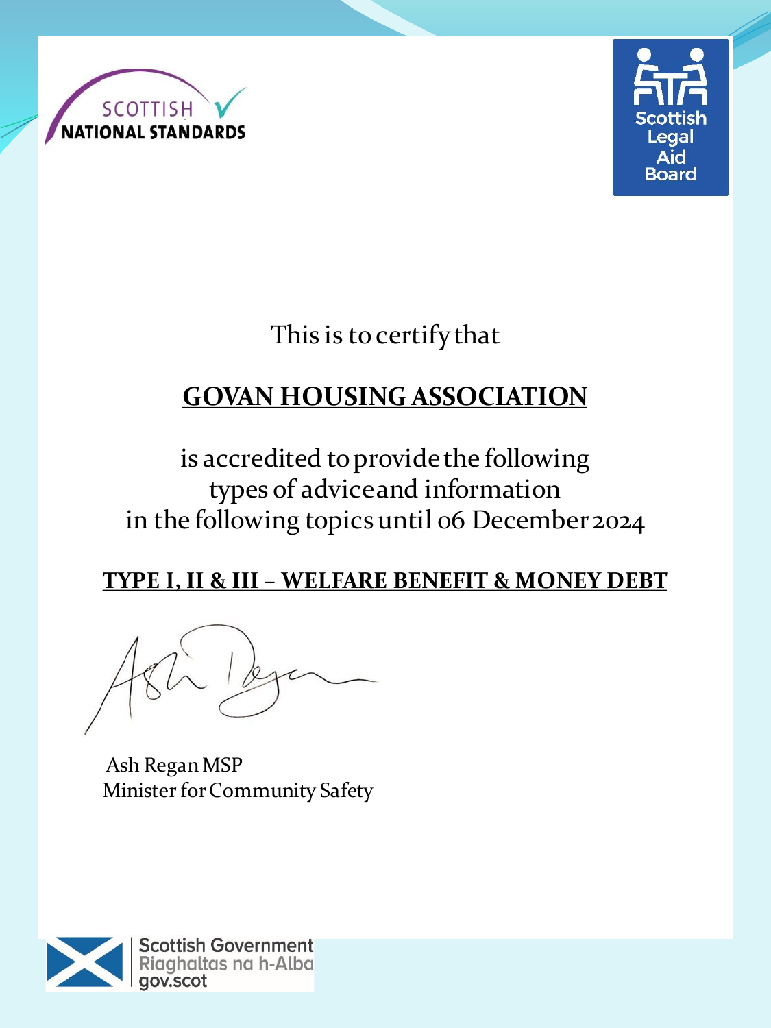SCOTTISH NATIONAL STANDARDS

Scottish Legal Aid Board

This is to certify that

**GOVAN HOUSING ASSOCIATION**

is accredited to provide the following types of advice and information in the following topics until 06 December 2024

**TYPE I, II & III – WELFARE BENEFIT & MONEY DEBT**

Ash Regan MSP
Minister for Community Safety

Scottish Government
Riaghaltas na h-Alba
gov.scot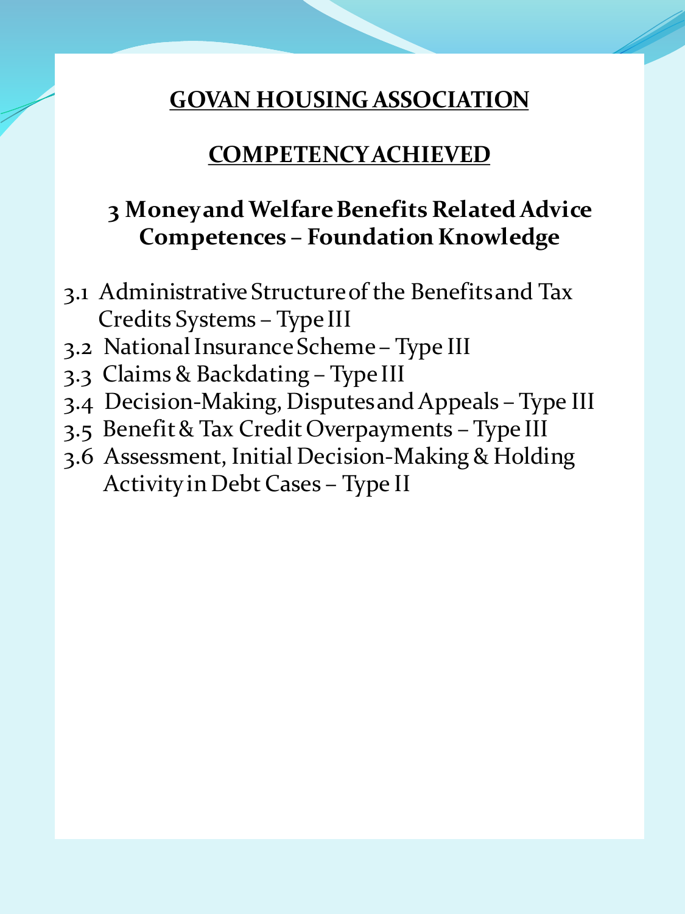# GOVAN HOUSING ASSOCIATION

## COMPETENCY ACHIEVED

### 3 Money and Welfare Benefits Related Advice Competences – Foundation Knowledge

3.1 Administrative Structure of the Benefits and Tax Credits Systems – Type III
3.2 National Insurance Scheme – Type III
3.3 Claims & Backdating – Type III
3.4 Decision-Making, Disputes and Appeals – Type III
3.5 Benefit & Tax Credit Overpayments – Type III
3.6 Assessment, Initial Decision-Making & Holding Activity in Debt Cases – Type II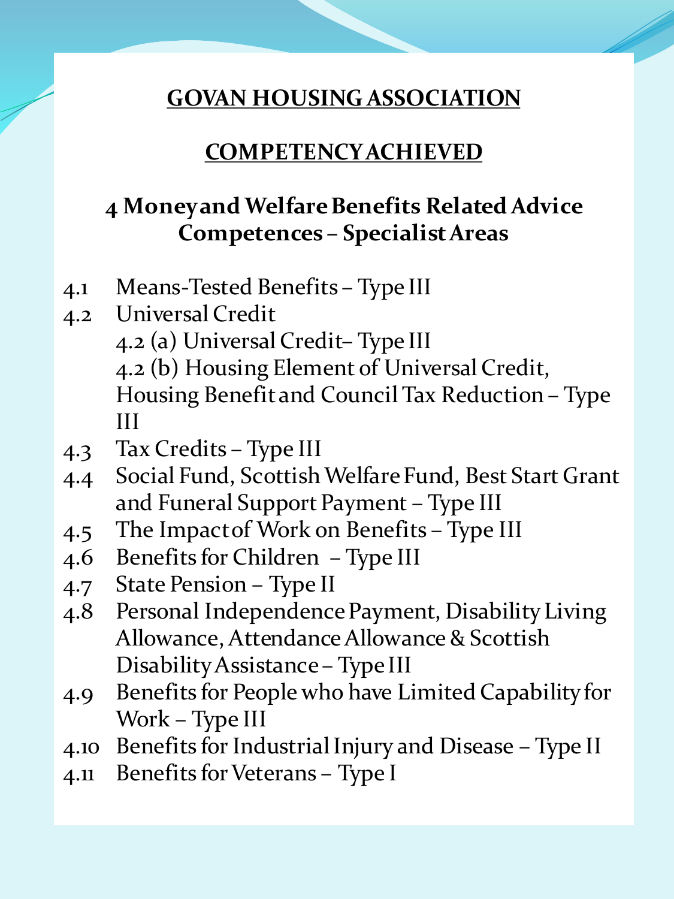# GOVAN HOUSING ASSOCIATION

## COMPETENCY ACHIEVED

### 4 Money and Welfare Benefits Related Advice Competences – Specialist Areas

- 4.1 Means-Tested Benefits – Type III
- 4.2 Universal Credit
  - 4.2 (a) Universal Credit– Type III
  - 4.2 (b) Housing Element of Universal Credit, Housing Benefit and Council Tax Reduction – Type III
- 4.3 Tax Credits – Type III
- 4.4 Social Fund, Scottish Welfare Fund, Best Start Grant and Funeral Support Payment – Type III
- 4.5 The Impact of Work on Benefits – Type III
- 4.6 Benefits for Children – Type III
- 4.7 State Pension – Type II
- 4.8 Personal Independence Payment, Disability Living Allowance, Attendance Allowance & Scottish Disability Assistance – Type III
- 4.9 Benefits for People who have Limited Capability for Work – Type III
- 4.10 Benefits for Industrial Injury and Disease – Type II
- 4.11 Benefits for Veterans – Type I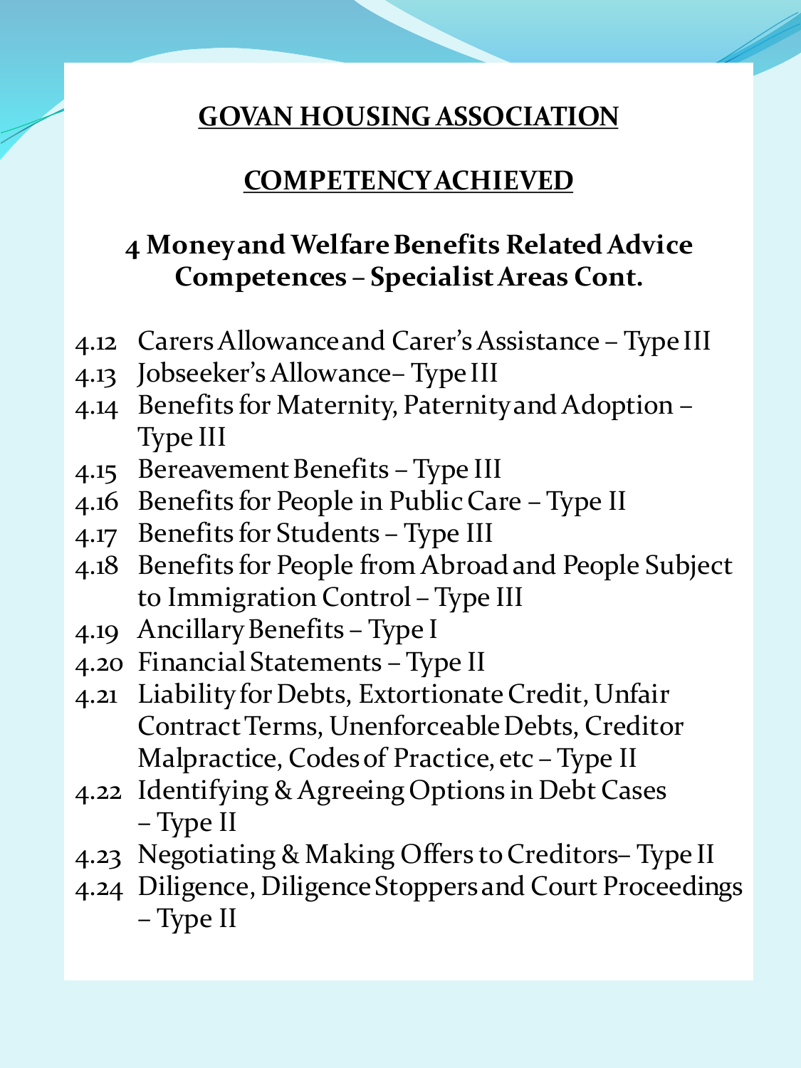# GOVAN HOUSING ASSOCIATION

## COMPETENCY ACHIEVED

### 4 Money and Welfare Benefits Related Advice Competences – Specialist Areas Cont.

- 4.12 Carers Allowance and Carer's Assistance – Type III
- 4.13 Jobseeker's Allowance– Type III
- 4.14 Benefits for Maternity, Paternity and Adoption – Type III
- 4.15 Bereavement Benefits – Type III
- 4.16 Benefits for People in Public Care – Type II
- 4.17 Benefits for Students – Type III
- 4.18 Benefits for People from Abroad and People Subject to Immigration Control – Type III
- 4.19 Ancillary Benefits – Type I
- 4.20 Financial Statements – Type II
- 4.21 Liability for Debts, Extortionate Credit, Unfair Contract Terms, Unenforceable Debts, Creditor Malpractice, Codes of Practice, etc – Type II
- 4.22 Identifying & Agreeing Options in Debt Cases – Type II
- 4.23 Negotiating & Making Offers to Creditors– Type II
- 4.24 Diligence, Diligence Stoppers and Court Proceedings – Type II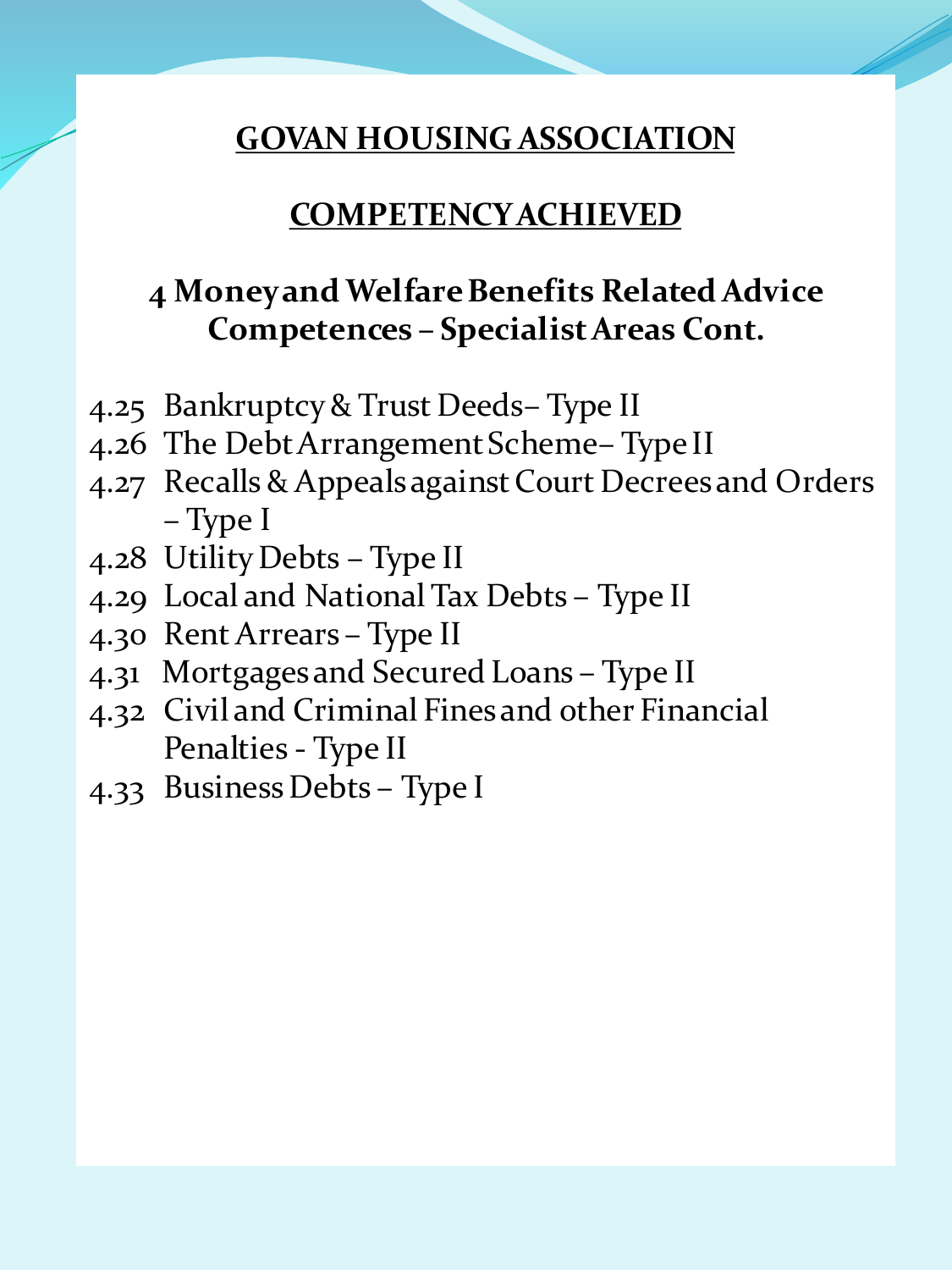# GOVAN HOUSING ASSOCIATION

## COMPETENCY ACHIEVED

### 4 Money and Welfare Benefits Related Advice Competences – Specialist Areas Cont.

4.25 Bankruptcy & Trust Deeds– Type II
4.26 The Debt Arrangement Scheme– Type II
4.27 Recalls & Appeals against Court Decrees and Orders – Type I
4.28 Utility Debts – Type II
4.29 Local and National Tax Debts – Type II
4.30 Rent Arrears – Type II
4.31 Mortgages and Secured Loans – Type II
4.32 Civil and Criminal Fines and other Financial Penalties - Type II
4.33 Business Debts – Type I